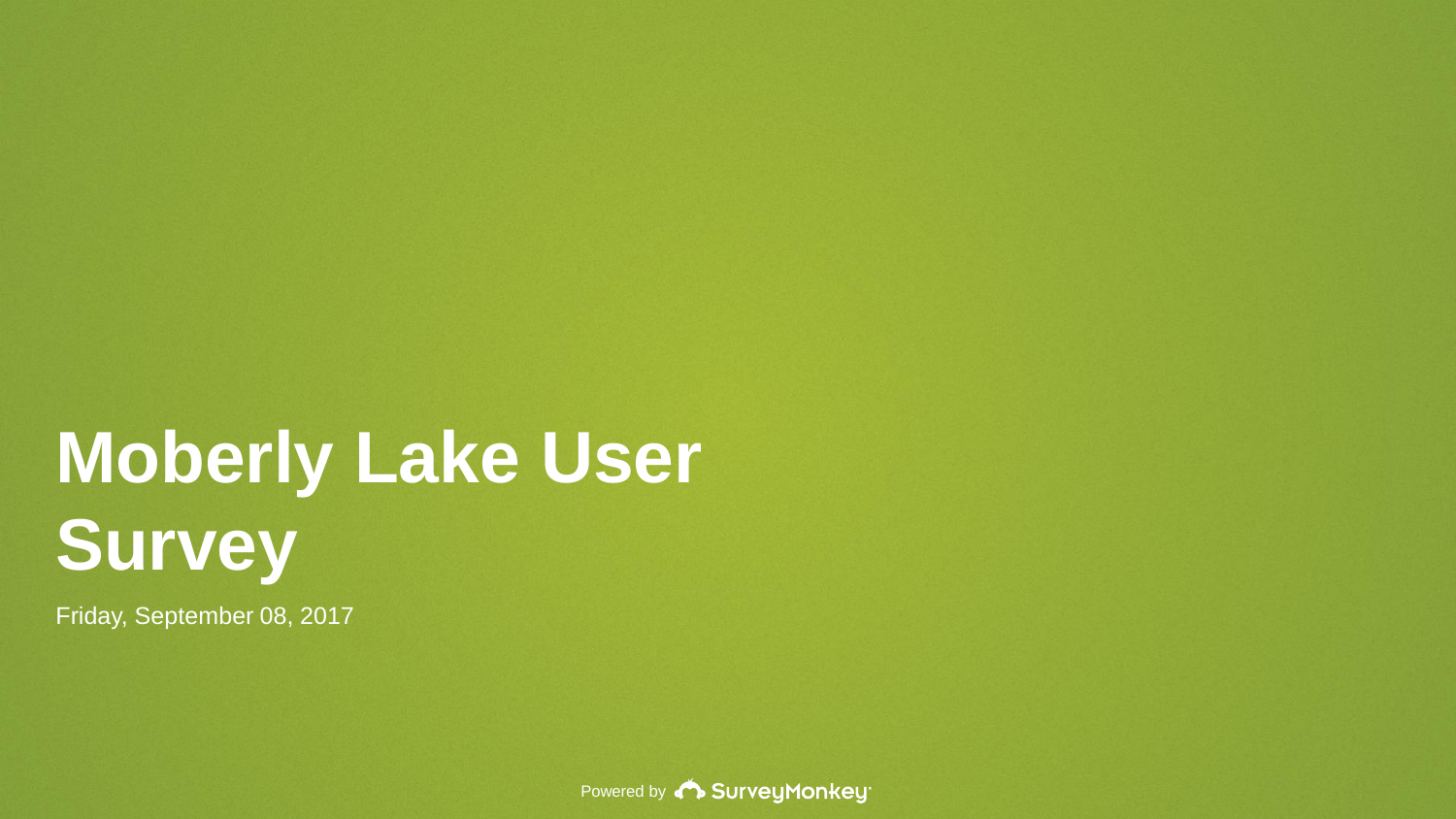# Moberly Lake User Survey

Friday, September 08, 2017

Powered by SurveyMonkey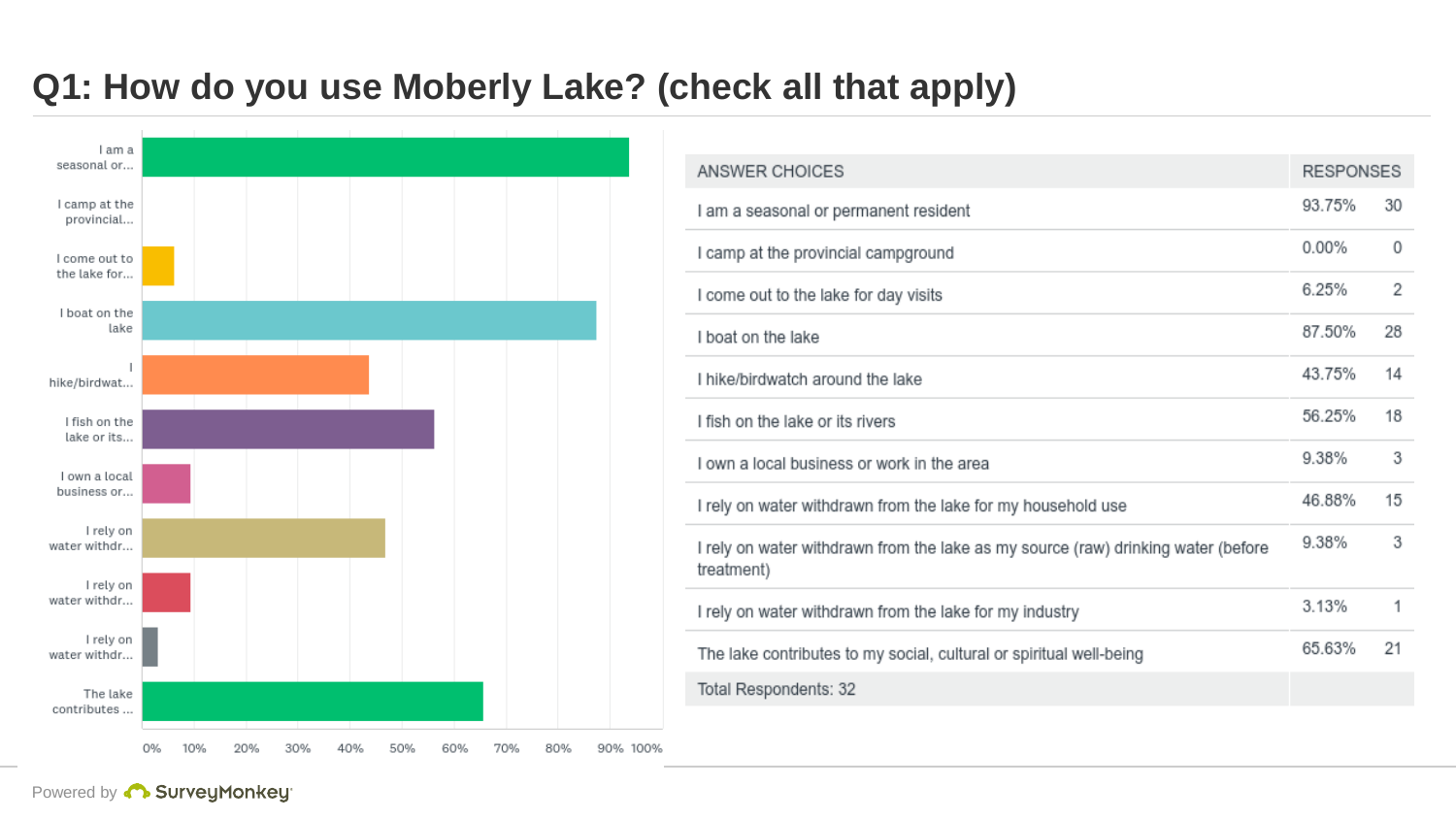# Q1: How do you use Moberly Lake? (check all that apply)

| ANSWER CHOICES | RESPONSES | |
|---|---|---|
| I am a seasonal or permanent resident | 93.75% | 30 |
| I camp at the provincial campground | 0.00% | 0 |
| I come out to the lake for day visits | 6.25% | 2 |
| I boat on the lake | 87.50% | 28 |
| I hike/birdwatch around the lake | 43.75% | 14 |
| I fish on the lake or its rivers | 56.25% | 18 |
| I own a local business or work in the area | 9.38% | 3 |
| I rely on water withdrawn from the lake for my household use | 46.88% | 15 |
| I rely on water withdrawn from the lake as my source (raw) drinking water (before treatment) | 9.38% | 3 |
| I rely on water withdrawn from the lake for my industry | 3.13% | 1 |
| The lake contributes to my social, cultural or spiritual well-being | 65.63% | 21 |
| Total Respondents: 32 | | |

Powered by SurveyMonkey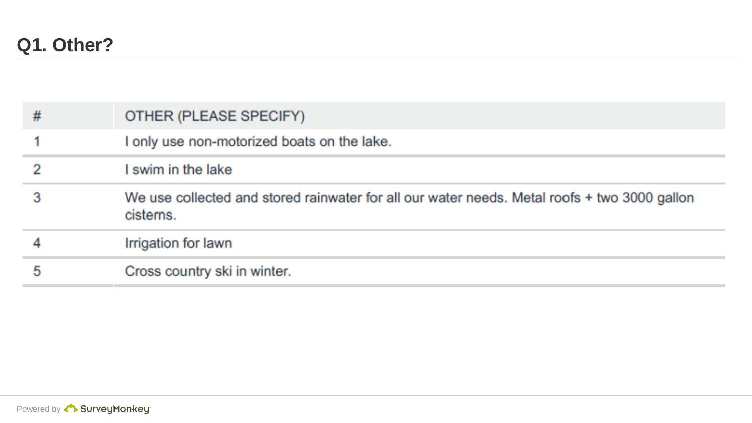## Q1. Other?

| # | OTHER (PLEASE SPECIFY) |
|---|---|
| 1 | I only use non-motorized boats on the lake. |
| 2 | I swim in the lake |
| 3 | We use collected and stored rainwater for all our water needs. Metal roofs + two 3000 gallon cisterns. |
| 4 | Irrigation for lawn |
| 5 | Cross country ski in winter. |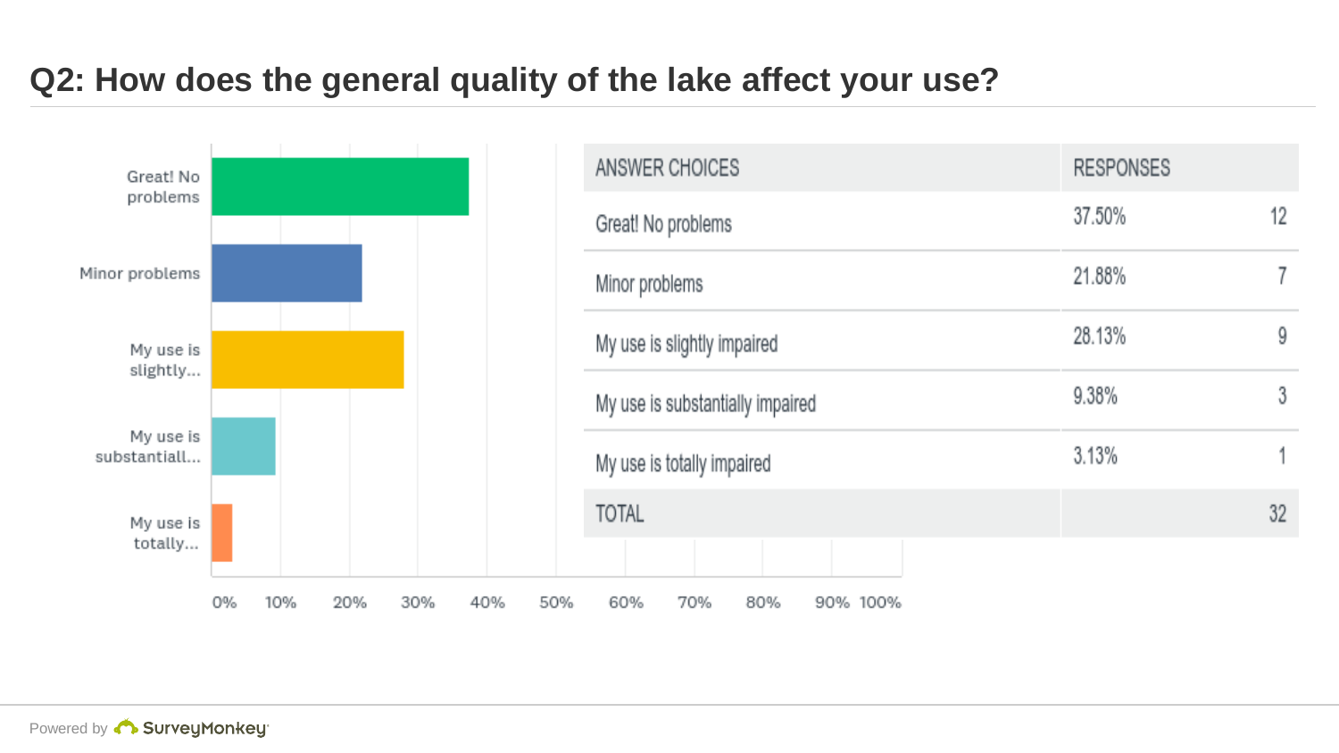## Q2: How does the general quality of the lake affect your use?

| ANSWER CHOICES | RESPONSES | |
|---|---|---|
| Great! No problems | 37.50% | 12 |
| Minor problems | 21.88% | 7 |
| My use is slightly impaired | 28.13% | 9 |
| My use is substantially impaired | 9.38% | 3 |
| My use is totally impaired | 3.13% | 1 |
| TOTAL | | 32 |

Powered by SurveyMonkey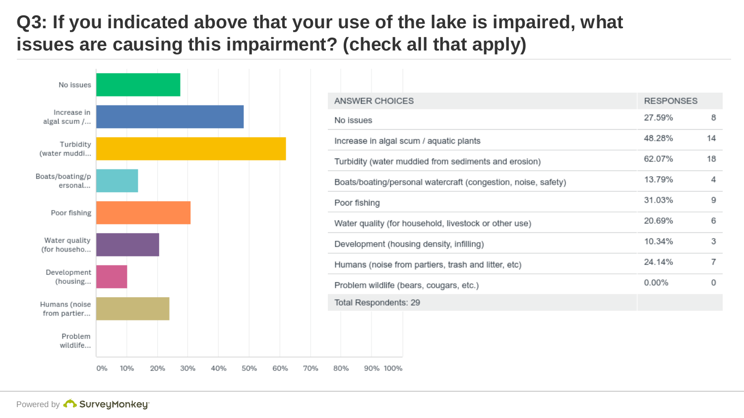# Q3: If you indicated above that your use of the lake is impaired, what issues are causing this impairment? (check all that apply)

| ANSWER CHOICES | RESPONSES | |
|---|---|---|
| No issues | 27.59% | 8 |
| Increase in algal scum / aquatic plants | 48.28% | 14 |
| Turbidity (water muddied from sediments and erosion) | 62.07% | 18 |
| Boats/boating/personal watercraft (congestion, noise, safety) | 13.79% | 4 |
| Poor fishing | 31.03% | 9 |
| Water quality (for household, livestock or other use) | 20.69% | 6 |
| Development (housing density, infilling) | 10.34% | 3 |
| Humans (noise from partiers, trash and litter, etc) | 24.14% | 7 |
| Problem wildlife (bears, cougars, etc.) | 0.00% | 0 |
| Total Respondents: 29 | | |

Powered by SurveyMonkey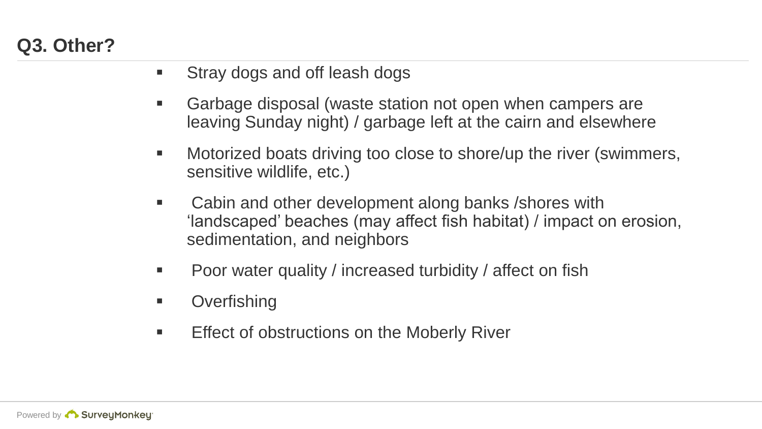## Q3. Other?

- Stray dogs and off leash dogs
- Garbage disposal (waste station not open when campers are leaving Sunday night) / garbage left at the cairn and elsewhere
- Motorized boats driving too close to shore/up the river (swimmers, sensitive wildlife, etc.)
- Cabin and other development along banks /shores with 'landscaped' beaches (may affect fish habitat) / impact on erosion, sedimentation, and neighbors
- Poor water quality / increased turbidity / affect on fish
- Overfishing
- Effect of obstructions on the Moberly River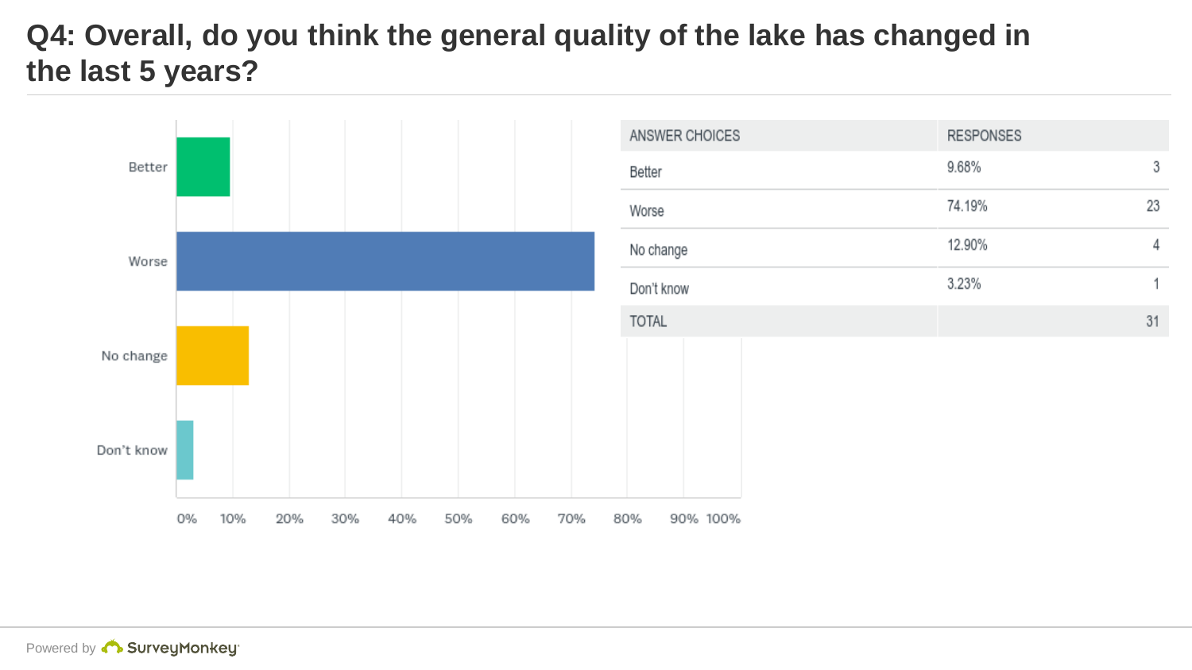# Q4: Overall, do you think the general quality of the lake has changed in the last 5 years?

| ANSWER CHOICES | RESPONSES | |
|---|---|---|
| Better | 9.68% | 3 |
| Worse | 74.19% | 23 |
| No change | 12.90% | 4 |
| Don't know | 3.23% | 1 |
| TOTAL | | 31 |

Powered by SurveyMonkey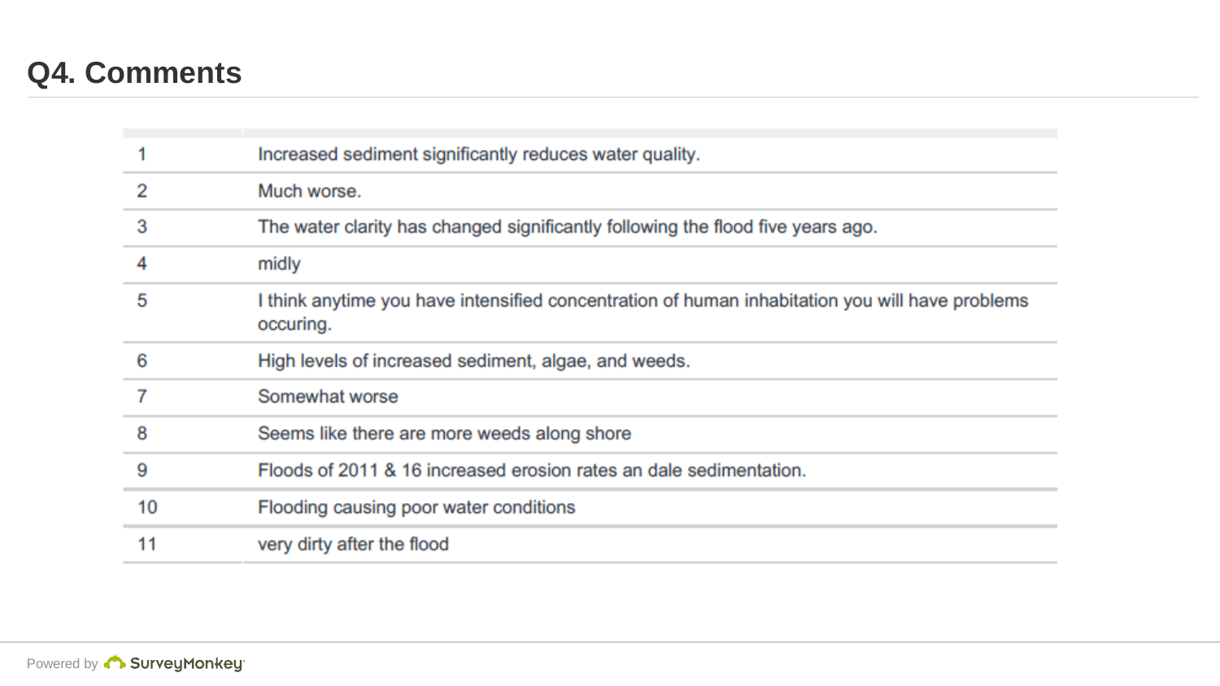## Q4. Comments

| | |
|---|---|
| 1 | Increased sediment significantly reduces water quality. |
| 2 | Much worse. |
| 3 | The water clarity has changed significantly following the flood five years ago. |
| 4 | midly |
| 5 | I think anytime you have intensified concentration of human inhabitation you will have problems occuring. |
| 6 | High levels of increased sediment, algae, and weeds. |
| 7 | Somewhat worse |
| 8 | Seems like there are more weeds along shore |
| 9 | Floods of 2011 & 16 increased erosion rates an dale sedimentation. |
| 10 | Flooding causing poor water conditions |
| 11 | very dirty after the flood |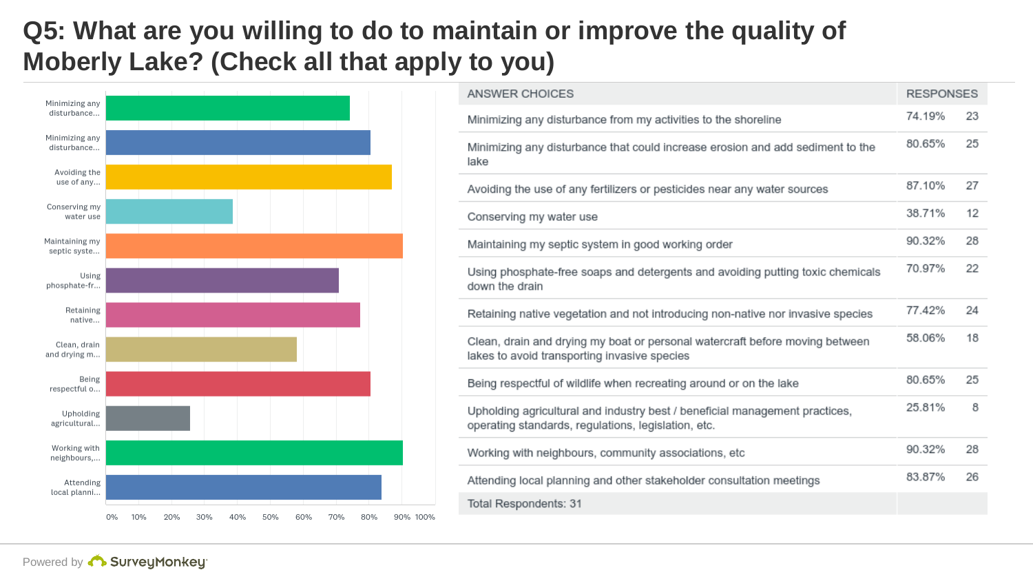# Q5: What are you willing to do to maintain or improve the quality of Moberly Lake? (Check all that apply to you)

| ANSWER CHOICES | RESPONSES | |
|---|---|---|
| Minimizing any disturbance from my activities to the shoreline | 74.19% | 23 |
| Minimizing any disturbance that could increase erosion and add sediment to the lake | 80.65% | 25 |
| Avoiding the use of any fertilizers or pesticides near any water sources | 87.10% | 27 |
| Conserving my water use | 38.71% | 12 |
| Maintaining my septic system in good working order | 90.32% | 28 |
| Using phosphate-free soaps and detergents and avoiding putting toxic chemicals down the drain | 70.97% | 22 |
| Retaining native vegetation and not introducing non-native nor invasive species | 77.42% | 24 |
| Clean, drain and drying my boat or personal watercraft before moving between lakes to avoid transporting invasive species | 58.06% | 18 |
| Being respectful of wildlife when recreating around or on the lake | 80.65% | 25 |
| Upholding agricultural and industry best / beneficial management practices, operating standards, regulations, legislation, etc. | 25.81% | 8 |
| Working with neighbours, community associations, etc | 90.32% | 28 |
| Attending local planning and other stakeholder consultation meetings | 83.87% | 26 |
| Total Respondents: 31 | | |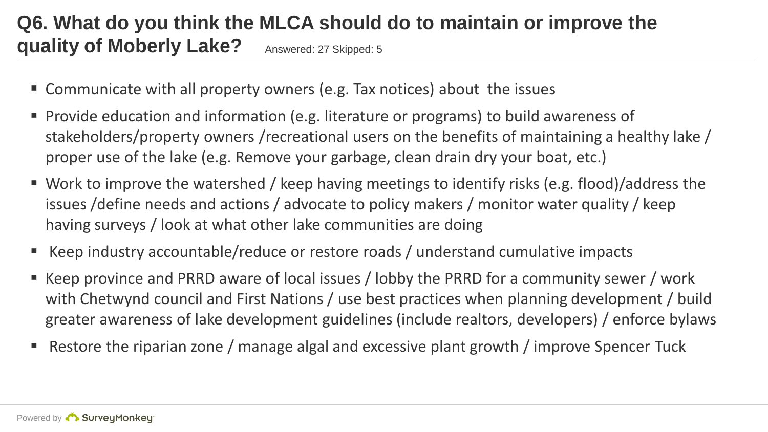# Q6. What do you think the MLCA should do to maintain or improve the quality of Moberly Lake?

Answered: 27 Skipped: 5

- Communicate with all property owners (e.g. Tax notices) about the issues
- Provide education and information (e.g. literature or programs) to build awareness of stakeholders/property owners /recreational users on the benefits of maintaining a healthy lake / proper use of the lake (e.g. Remove your garbage, clean drain dry your boat, etc.)
- Work to improve the watershed / keep having meetings to identify risks (e.g. flood)/address the issues /define needs and actions / advocate to policy makers / monitor water quality / keep having surveys / look at what other lake communities are doing
- Keep industry accountable/reduce or restore roads / understand cumulative impacts
- Keep province and PRRD aware of local issues / lobby the PRRD for a community sewer / work with Chetwynd council and First Nations / use best practices when planning development / build greater awareness of lake development guidelines (include realtors, developers) / enforce bylaws
- Restore the riparian zone / manage algal and excessive plant growth / improve Spencer Tuck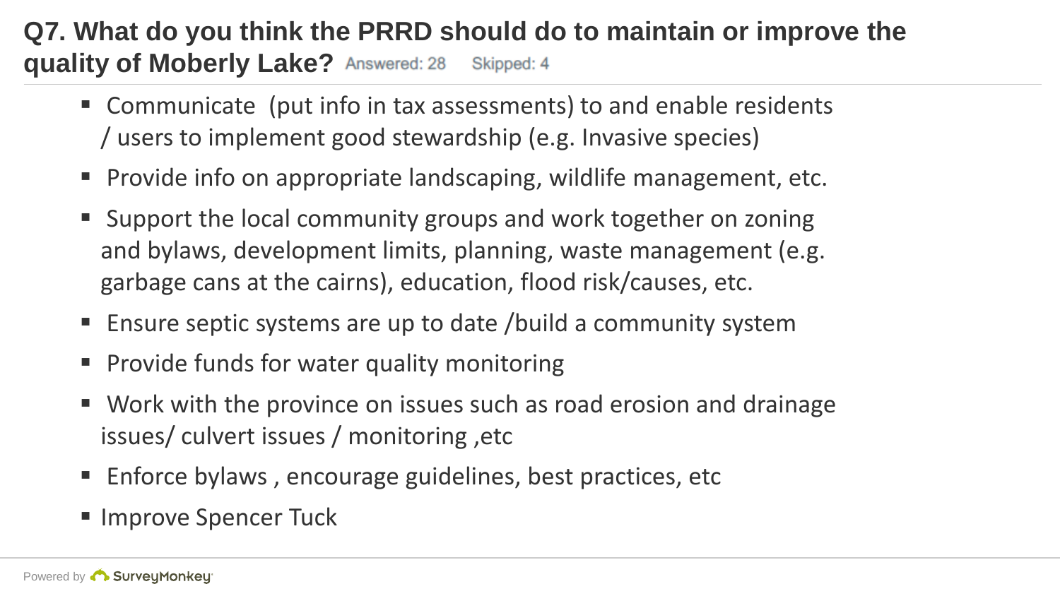## Q7. What do you think the PRRD should do to maintain or improve the quality of Moberly Lake? Answered: 28 Skipped: 4

- Communicate (put info in tax assessments) to and enable residents / users to implement good stewardship (e.g. Invasive species)
- Provide info on appropriate landscaping, wildlife management, etc.
- Support the local community groups and work together on zoning and bylaws, development limits, planning, waste management (e.g. garbage cans at the cairns), education, flood risk/causes, etc.
- Ensure septic systems are up to date /build a community system
- Provide funds for water quality monitoring
- Work with the province on issues such as road erosion and drainage issues/ culvert issues / monitoring ,etc
- Enforce bylaws , encourage guidelines, best practices, etc
- Improve Spencer Tuck

Powered by SurveyMonkey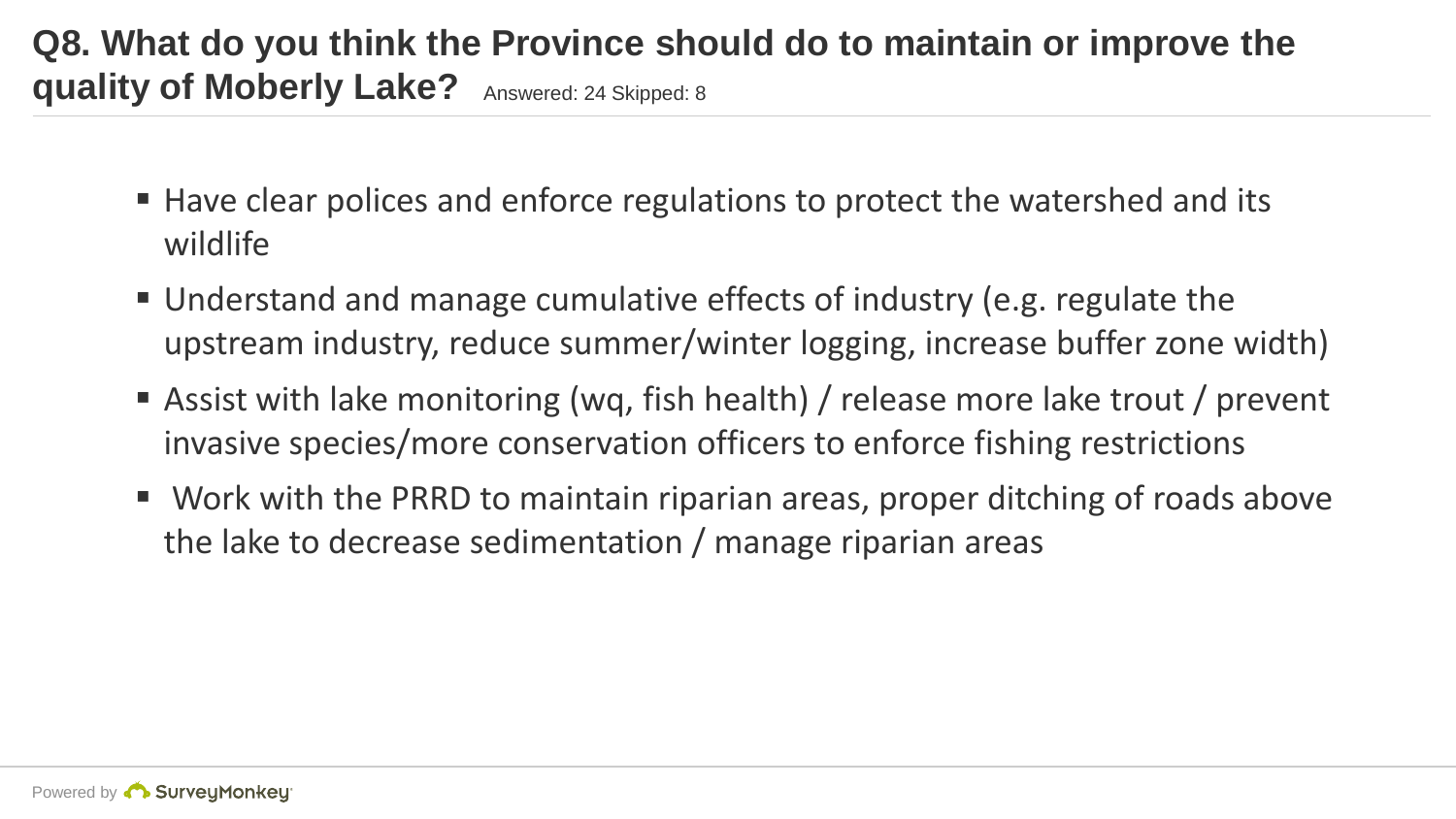## Q8. What do you think the Province should do to maintain or improve the quality of Moberly Lake?

Answered: 24 Skipped: 8

- Have clear polices and enforce regulations to protect the watershed and its wildlife
- Understand and manage cumulative effects of industry (e.g. regulate the upstream industry, reduce summer/winter logging, increase buffer zone width)
- Assist with lake monitoring (wq, fish health) / release more lake trout / prevent invasive species/more conservation officers to enforce fishing restrictions
- Work with the PRRD to maintain riparian areas, proper ditching of roads above the lake to decrease sedimentation / manage riparian areas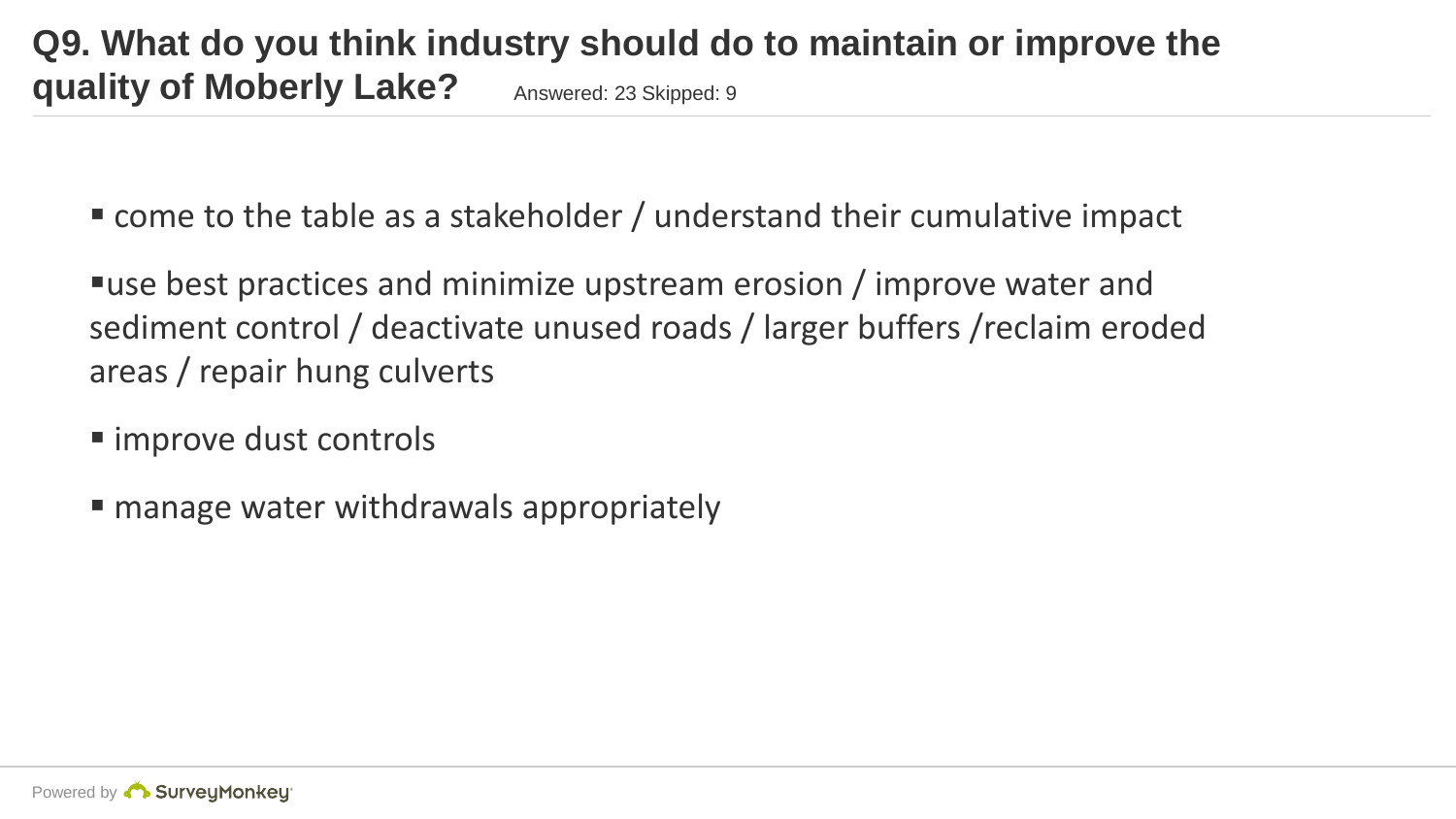## Q9. What do you think industry should do to maintain or improve the quality of Moberly Lake?

Answered: 23 Skipped: 9

- come to the table as a stakeholder / understand their cumulative impact
- use best practices and minimize upstream erosion / improve water and sediment control / deactivate unused roads / larger buffers /reclaim eroded areas / repair hung culverts
- improve dust controls
- manage water withdrawals appropriately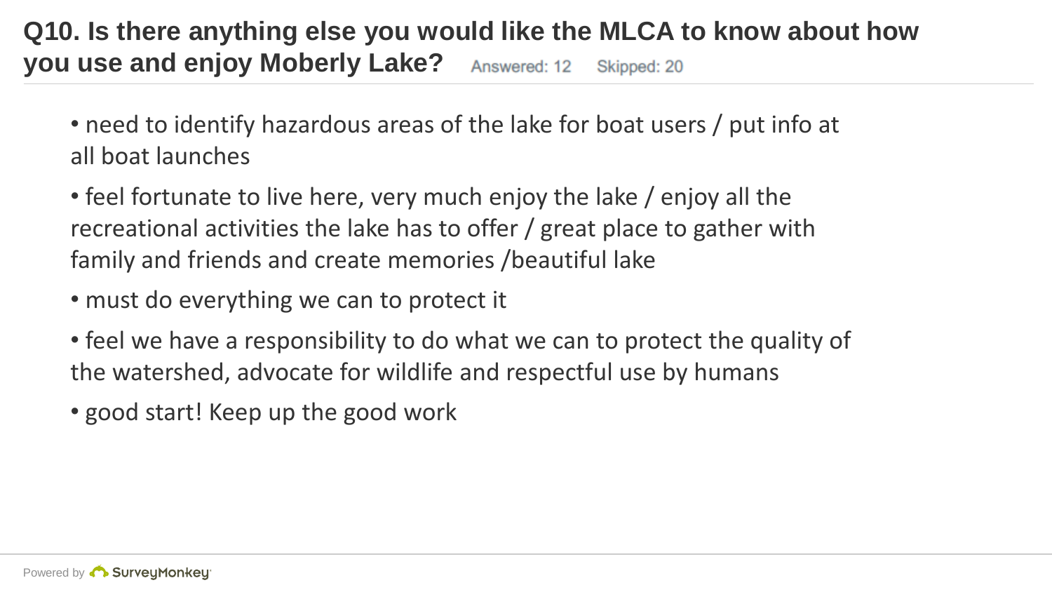## Q10. Is there anything else you would like the MLCA to know about how you use and enjoy Moberly Lake?

Answered: 12 Skipped: 20

- need to identify hazardous areas of the lake for boat users / put info at all boat launches
- feel fortunate to live here, very much enjoy the lake / enjoy all the recreational activities the lake has to offer / great place to gather with family and friends and create memories /beautiful lake
- must do everything we can to protect it
- feel we have a responsibility to do what we can to protect the quality of the watershed, advocate for wildlife and respectful use by humans
- good start! Keep up the good work

Powered by SurveyMonkey